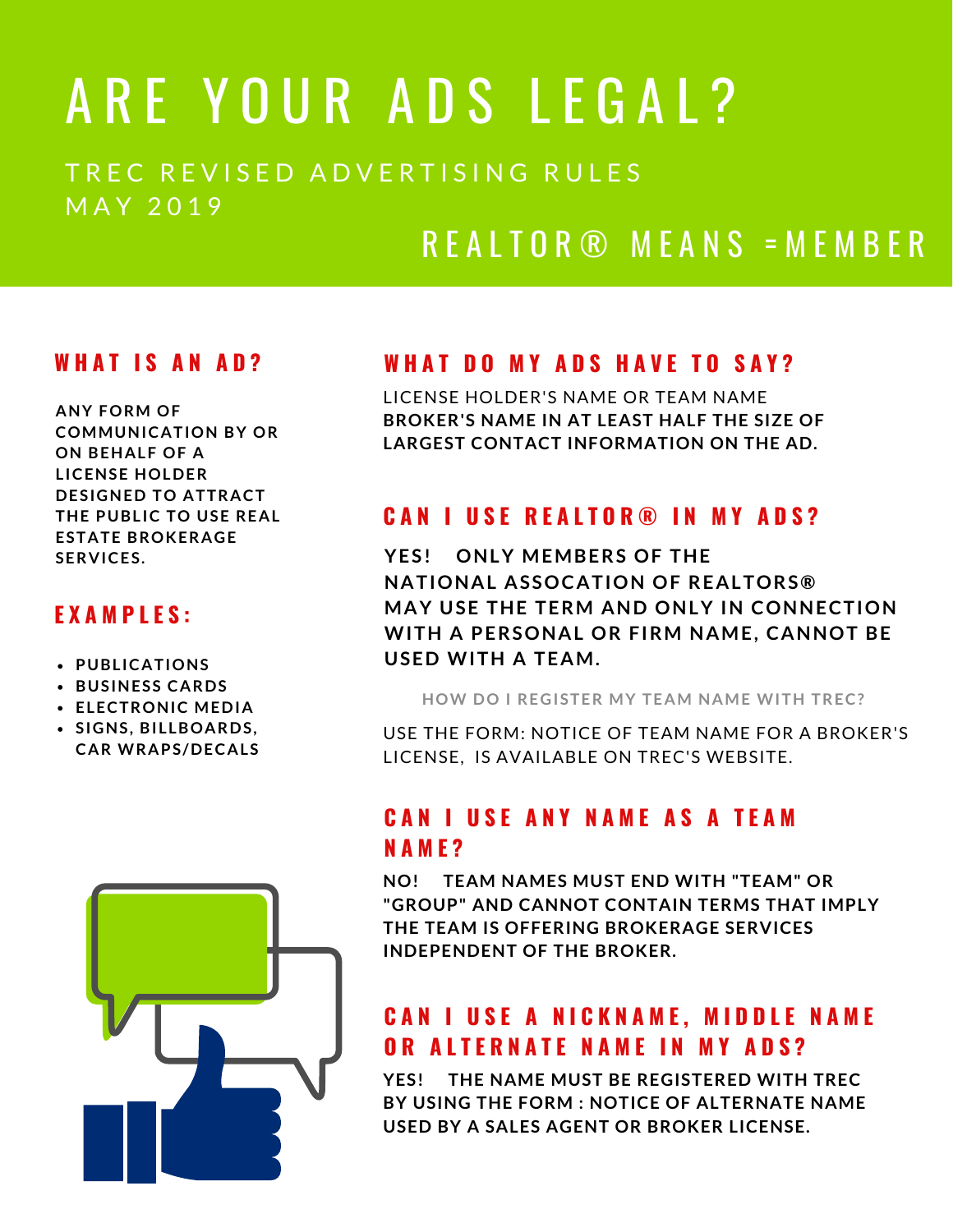# ARE YOUR ADS LEGAL?

TREC REVISED ADVERTISING RULES
MAY 2019

## REALTOR® MEANS =MEMBER

### WHAT IS AN AD?

**ANY FORM OF COMMUNICATION BY OR ON BEHALF OF A LICENSE HOLDER DESIGNED TO ATTRACT THE PUBLIC TO USE REAL ESTATE BROKERAGE SERVICES.**

### EXAMPLES:

- **PUBLICATIONS**
- **BUSINESS CARDS**
- **ELECTRONIC MEDIA**
- **SIGNS, BILLBOARDS, CAR WRAPS/DECALS**

### WHAT DO MY ADS HAVE TO SAY?

LICENSE HOLDER'S NAME OR TEAM NAME
**BROKER'S NAME IN AT LEAST HALF THE SIZE OF LARGEST CONTACT INFORMATION ON THE AD.**

### CAN I USE REALTOR® IN MY ADS?

**YES! ONLY MEMBERS OF THE NATIONAL ASSOCATION OF REALTORS® MAY USE THE TERM AND ONLY IN CONNECTION WITH A PERSONAL OR FIRM NAME, CANNOT BE USED WITH A TEAM.**

HOW DO I REGISTER MY TEAM NAME WITH TREC?

USE THE FORM: NOTICE OF TEAM NAME FOR A BROKER'S LICENSE, IS AVAILABLE ON TREC'S WEBSITE.

### CAN I USE ANY NAME AS A TEAM NAME?

**NO! TEAM NAMES MUST END WITH "TEAM" OR "GROUP" AND CANNOT CONTAIN TERMS THAT IMPLY THE TEAM IS OFFERING BROKERAGE SERVICES INDEPENDENT OF THE BROKER.**

### CAN I USE A NICKNAME, MIDDLE NAME OR ALTERNATE NAME IN MY ADS?

**YES! THE NAME MUST BE REGISTERED WITH TREC BY USING THE FORM : NOTICE OF ALTERNATE NAME USED BY A SALES AGENT OR BROKER LICENSE.**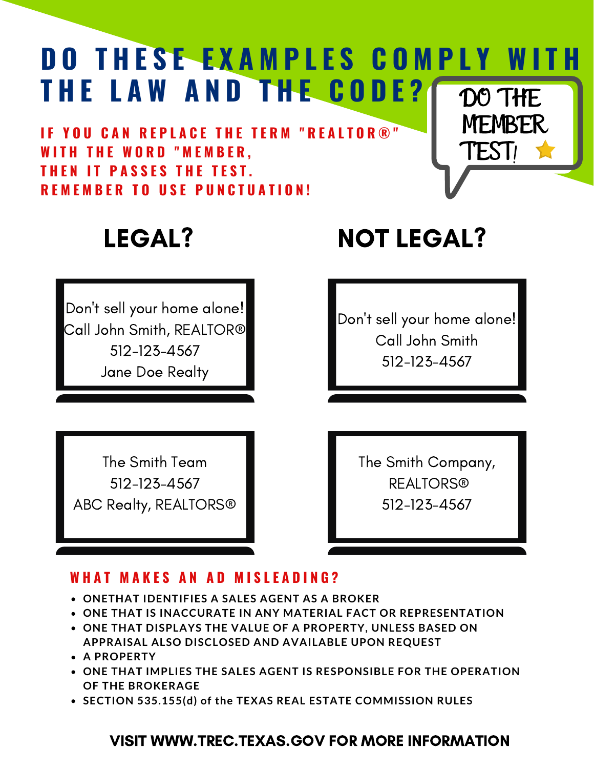# DO THESE EXAMPLES COMPLY WITH THE LAW AND THE CODE?

**IF YOU CAN REPLACE THE TERM "REALTOR®" WITH THE WORD "MEMBER, THEN IT PASSES THE TEST. REMEMBER TO USE PUNCTUATION!**

DO THE MEMBER TEST! ⭐

## LEGAL?

Don't sell your home alone!
Call John Smith, REALTOR®
512-123-4567
Jane Doe Realty

The Smith Team
512-123-4567
ABC Realty, REALTORS®

## NOT LEGAL?

Don't sell your home alone!
Call John Smith
512-123-4567

The Smith Company,
REALTORS®
512-123-4567

## WHAT MAKES AN AD MISLEADING?

- ONETHAT IDENTIFIES A SALES AGENT AS A BROKER
- ONE THAT IS INACCURATE IN ANY MATERIAL FACT OR REPRESENTATION
- ONE THAT DISPLAYS THE VALUE OF A PROPERTY, UNLESS BASED ON APPRAISAL ALSO DISCLOSED AND AVAILABLE UPON REQUEST
- A PROPERTY
- ONE THAT IMPLIES THE SALES AGENT IS RESPONSIBLE FOR THE OPERATION OF THE BROKERAGE
- SECTION 535.155(d) of the TEXAS REAL ESTATE COMMISSION RULES

**VISIT WWW.TREC.TEXAS.GOV FOR MORE INFORMATION**